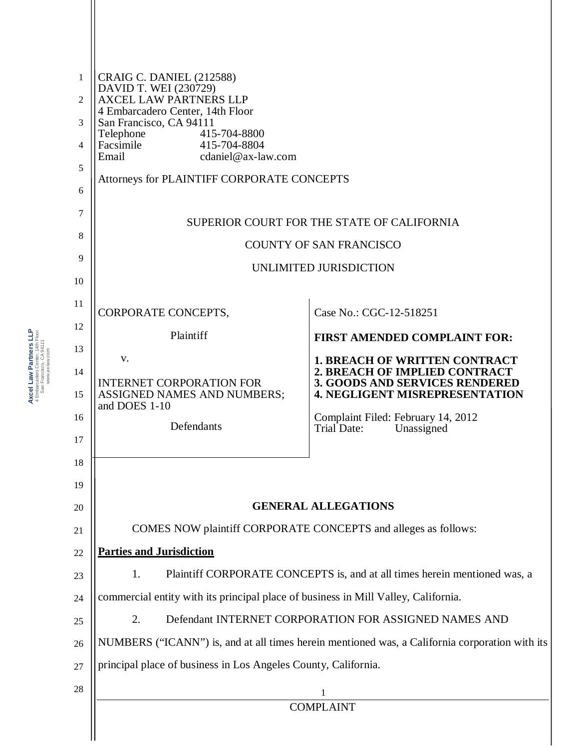CRAIG C. DANIEL (212588)
DAVID T. WEI (230729)
AXCEL LAW PARTNERS LLP
4 Embarcadero Center, 14th Floor
San Francisco, CA 94111
Telephone 415-704-8800
Facsimile 415-704-8804
Email cdaniel@ax-law.com

Attorneys for PLAINTIFF CORPORATE CONCEPTS

SUPERIOR COURT FOR THE STATE OF CALIFORNIA

COUNTY OF SAN FRANCISCO

UNLIMITED JURISDICTION

| | |
|---|---|
| CORPORATE CONCEPTS,<br><br>Plaintiff<br><br>v.<br><br>INTERNET CORPORATION FOR ASSIGNED NAMES AND NUMBERS; and DOES 1-10<br><br>Defendants | Case No.: CGC-12-518251<br><br>**FIRST AMENDED COMPLAINT FOR:**<br><br>**1. BREACH OF WRITTEN CONTRACT**<br>**2. BREACH OF IMPLIED CONTRACT**<br>**3. GOODS AND SERVICES RENDERED**<br>**4. NEGLIGENT MISREPRESENTATION**<br><br>Complaint Filed: February 14, 2012<br>Trial Date: Unassigned |

## GENERAL ALLEGATIONS

COMES NOW plaintiff CORPORATE CONCEPTS and alleges as follows:

**Parties and Jurisdiction**

1. Plaintiff CORPORATE CONCEPTS is, and at all times herein mentioned was, a commercial entity with its principal place of business in Mill Valley, California.

2. Defendant INTERNET CORPORATION FOR ASSIGNED NAMES AND NUMBERS ("ICANN") is, and at all times herein mentioned was, a California corporation with its principal place of business in Los Angeles County, California.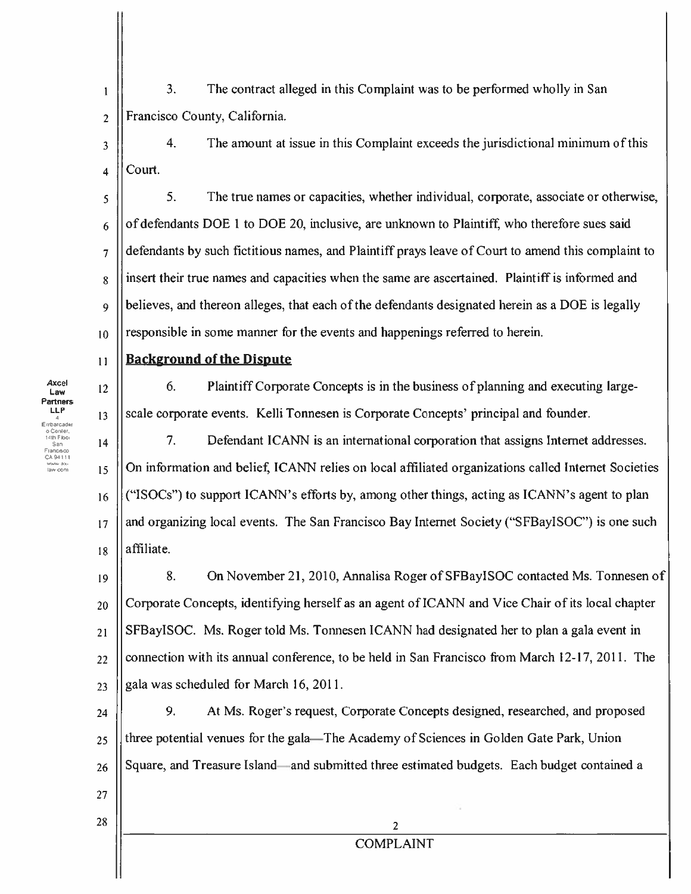3. The contract alleged in this Complaint was to be performed wholly in San Francisco County, California.

4. The amount at issue in this Complaint exceeds the jurisdictional minimum of this Court.

5. The true names or capacities, whether individual, corporate, associate or otherwise, of defendants DOE 1 to DOE 20, inclusive, are unknown to Plaintiff, who therefore sues said defendants by such fictitious names, and Plaintiff prays leave of Court to amend this complaint to insert their true names and capacities when the same are ascertained. Plaintiff is informed and believes, and thereon alleges, that each of the defendants designated herein as a DOE is legally responsible in some manner for the events and happenings referred to herein.

## Background of the Dispute

6. Plaintiff Corporate Concepts is in the business of planning and executing large-scale corporate events. Kelli Tonnesen is Corporate Concepts' principal and founder.

7. Defendant ICANN is an international corporation that assigns Internet addresses. On information and belief, ICANN relies on local affiliated organizations called Internet Societies ("ISOCs") to support ICANN's efforts by, among other things, acting as ICANN's agent to plan and organizing local events. The San Francisco Bay Internet Society ("SFBayISOC") is one such affiliate.

8. On November 21, 2010, Annalisa Roger of SFBayISOC contacted Ms. Tonnesen of Corporate Concepts, identifying herself as an agent of ICANN and Vice Chair of its local chapter SFBayISOC. Ms. Roger told Ms. Tonnesen ICANN had designated her to plan a gala event in connection with its annual conference, to be held in San Francisco from March 12-17, 2011. The gala was scheduled for March 16, 2011.

9. At Ms. Roger's request, Corporate Concepts designed, researched, and proposed three potential venues for the gala—The Academy of Sciences in Golden Gate Park, Union Square, and Treasure Island—and submitted three estimated budgets. Each budget contained a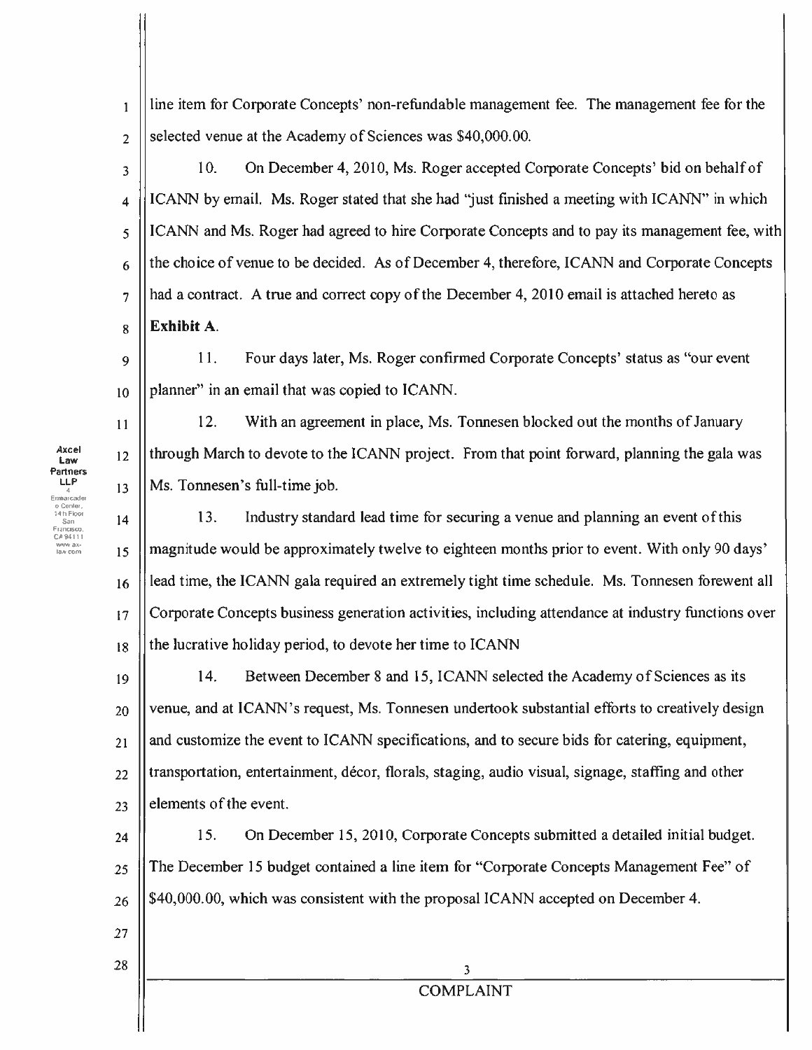line item for Corporate Concepts' non-refundable management fee. The management fee for the selected venue at the Academy of Sciences was $40,000.00.

10. On December 4, 2010, Ms. Roger accepted Corporate Concepts' bid on behalf of ICANN by email. Ms. Roger stated that she had "just finished a meeting with ICANN" in which ICANN and Ms. Roger had agreed to hire Corporate Concepts and to pay its management fee, with the choice of venue to be decided. As of December 4, therefore, ICANN and Corporate Concepts had a contract. A true and correct copy of the December 4, 2010 email is attached hereto as **Exhibit A**.

11. Four days later, Ms. Roger confirmed Corporate Concepts' status as "our event planner" in an email that was copied to ICANN.

12. With an agreement in place, Ms. Tonnesen blocked out the months of January through March to devote to the ICANN project. From that point forward, planning the gala was Ms. Tonnesen's full-time job.

13. Industry standard lead time for securing a venue and planning an event of this magnitude would be approximately twelve to eighteen months prior to event. With only 90 days' lead time, the ICANN gala required an extremely tight time schedule. Ms. Tonnesen forewent all Corporate Concepts business generation activities, including attendance at industry functions over the lucrative holiday period, to devote her time to ICANN

14. Between December 8 and 15, ICANN selected the Academy of Sciences as its venue, and at ICANN's request, Ms. Tonnesen undertook substantial efforts to creatively design and customize the event to ICANN specifications, and to secure bids for catering, equipment, transportation, entertainment, décor, florals, staging, audio visual, signage, staffing and other elements of the event.

15. On December 15, 2010, Corporate Concepts submitted a detailed initial budget. The December 15 budget contained a line item for "Corporate Concepts Management Fee" of $40,000.00, which was consistent with the proposal ICANN accepted on December 4.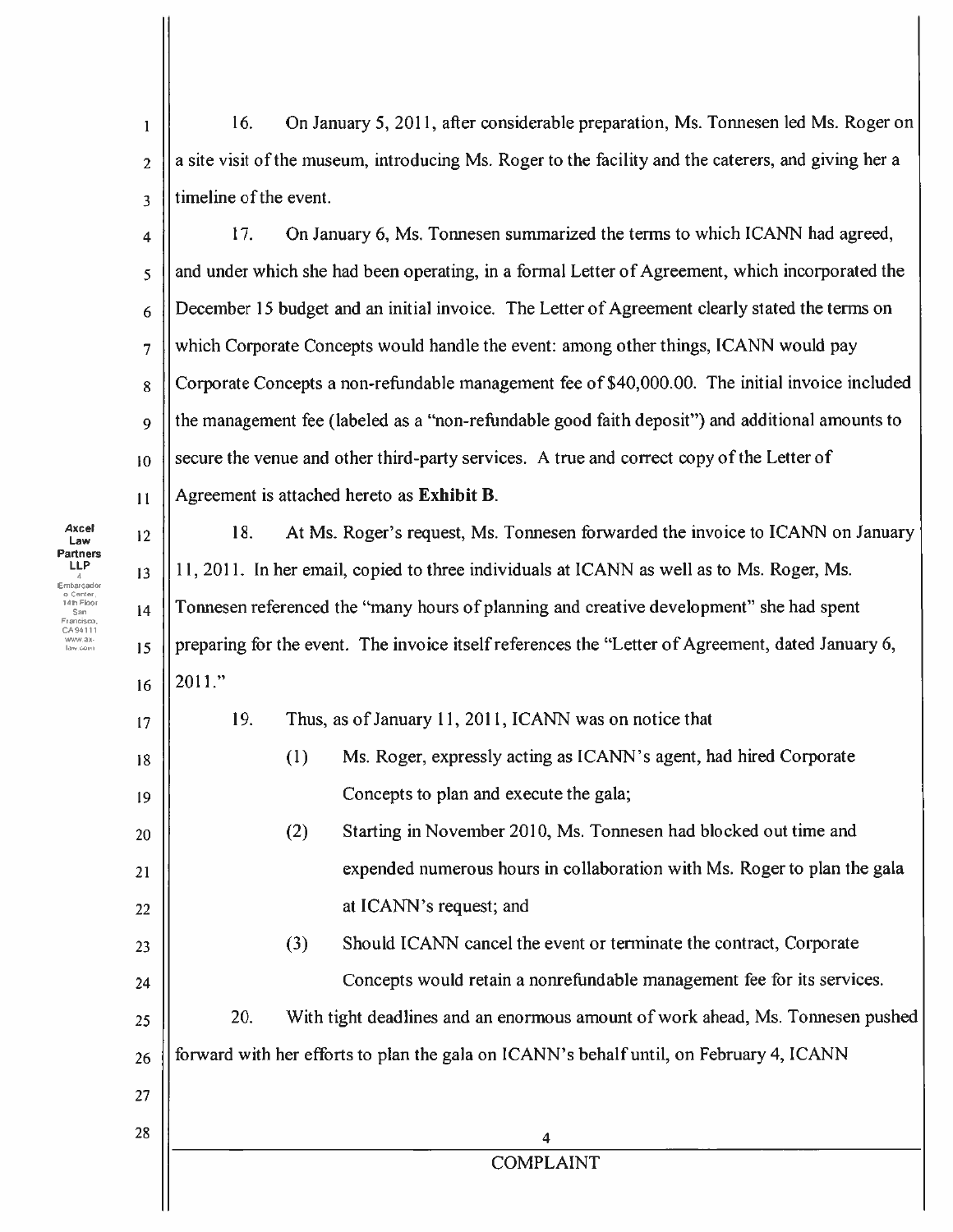16. On January 5, 2011, after considerable preparation, Ms. Tonnesen led Ms. Roger on a site visit of the museum, introducing Ms. Roger to the facility and the caterers, and giving her a timeline of the event.

17. On January 6, Ms. Tonnesen summarized the terms to which ICANN had agreed, and under which she had been operating, in a formal Letter of Agreement, which incorporated the December 15 budget and an initial invoice. The Letter of Agreement clearly stated the terms on which Corporate Concepts would handle the event: among other things, ICANN would pay Corporate Concepts a non-refundable management fee of $40,000.00. The initial invoice included the management fee (labeled as a "non-refundable good faith deposit") and additional amounts to secure the venue and other third-party services. A true and correct copy of the Letter of Agreement is attached hereto as **Exhibit B**.

18. At Ms. Roger's request, Ms. Tonnesen forwarded the invoice to ICANN on January 11, 2011. In her email, copied to three individuals at ICANN as well as to Ms. Roger, Ms. Tonnesen referenced the "many hours of planning and creative development" she had spent preparing for the event. The invoice itself references the "Letter of Agreement, dated January 6, 2011."

19. Thus, as of January 11, 2011, ICANN was on notice that

(1) Ms. Roger, expressly acting as ICANN's agent, had hired Corporate Concepts to plan and execute the gala;

(2) Starting in November 2010, Ms. Tonnesen had blocked out time and expended numerous hours in collaboration with Ms. Roger to plan the gala at ICANN's request; and

(3) Should ICANN cancel the event or terminate the contract, Corporate Concepts would retain a nonrefundable management fee for its services.

20. With tight deadlines and an enormous amount of work ahead, Ms. Tonnesen pushed forward with her efforts to plan the gala on ICANN's behalf until, on February 4, ICANN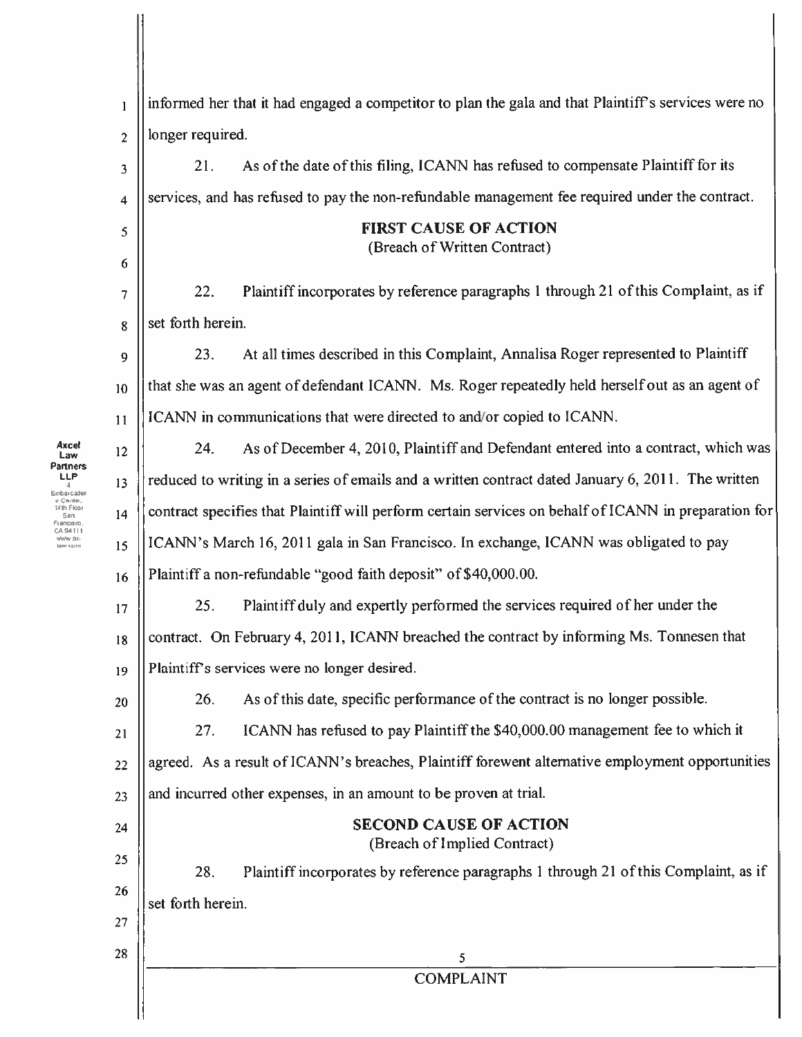informed her that it had engaged a competitor to plan the gala and that Plaintiff's services were no longer required.

21. As of the date of this filing, ICANN has refused to compensate Plaintiff for its services, and has refused to pay the non-refundable management fee required under the contract.

**FIRST CAUSE OF ACTION**
(Breach of Written Contract)

22. Plaintiff incorporates by reference paragraphs 1 through 21 of this Complaint, as if set forth herein.

23. At all times described in this Complaint, Annalisa Roger represented to Plaintiff that she was an agent of defendant ICANN. Ms. Roger repeatedly held herself out as an agent of ICANN in communications that were directed to and/or copied to ICANN.

24. As of December 4, 2010, Plaintiff and Defendant entered into a contract, which was reduced to writing in a series of emails and a written contract dated January 6, 2011. The written contract specifies that Plaintiff will perform certain services on behalf of ICANN in preparation for ICANN's March 16, 2011 gala in San Francisco. In exchange, ICANN was obligated to pay Plaintiff a non-refundable "good faith deposit" of $40,000.00.

25. Plaintiff duly and expertly performed the services required of her under the contract. On February 4, 2011, ICANN breached the contract by informing Ms. Tonnesen that Plaintiff's services were no longer desired.

26. As of this date, specific performance of the contract is no longer possible.

27. ICANN has refused to pay Plaintiff the $40,000.00 management fee to which it agreed. As a result of ICANN's breaches, Plaintiff forewent alternative employment opportunities and incurred other expenses, in an amount to be proven at trial.

**SECOND CAUSE OF ACTION**
(Breach of Implied Contract)

28. Plaintiff incorporates by reference paragraphs 1 through 21 of this Complaint, as if set forth herein.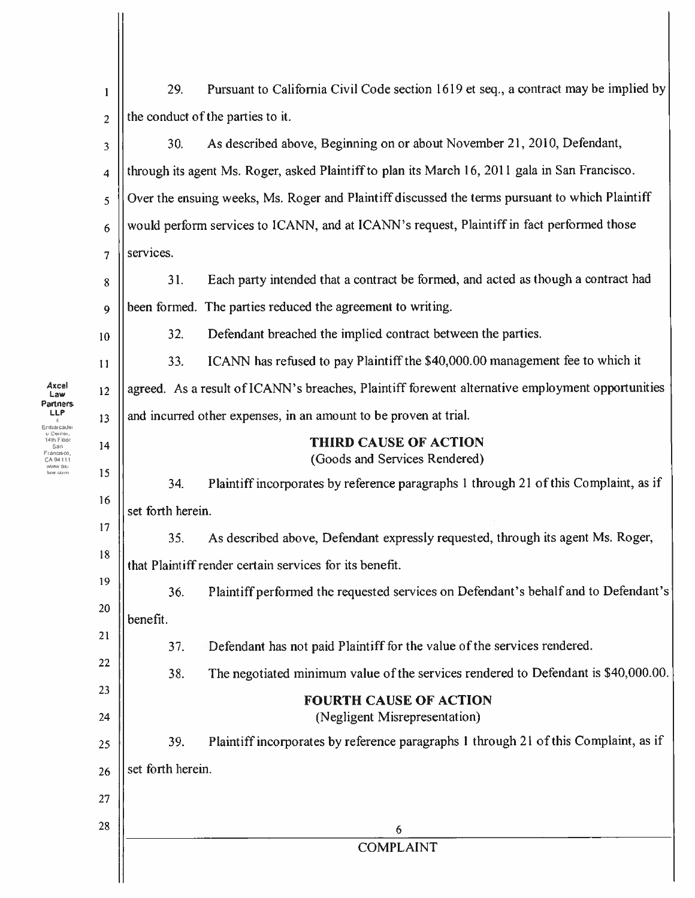29. Pursuant to California Civil Code section 1619 et seq., a contract may be implied by the conduct of the parties to it.

30. As described above, Beginning on or about November 21, 2010, Defendant, through its agent Ms. Roger, asked Plaintiff to plan its March 16, 2011 gala in San Francisco. Over the ensuing weeks, Ms. Roger and Plaintiff discussed the terms pursuant to which Plaintiff would perform services to ICANN, and at ICANN's request, Plaintiff in fact performed those services.

31. Each party intended that a contract be formed, and acted as though a contract had been formed. The parties reduced the agreement to writing.

32. Defendant breached the implied contract between the parties.

33. ICANN has refused to pay Plaintiff the $40,000.00 management fee to which it agreed. As a result of ICANN's breaches, Plaintiff forewent alternative employment opportunities and incurred other expenses, in an amount to be proven at trial.

## THIRD CAUSE OF ACTION
(Goods and Services Rendered)

34. Plaintiff incorporates by reference paragraphs 1 through 21 of this Complaint, as if set forth herein.

35. As described above, Defendant expressly requested, through its agent Ms. Roger, that Plaintiff render certain services for its benefit.

36. Plaintiff performed the requested services on Defendant's behalf and to Defendant's benefit.

37. Defendant has not paid Plaintiff for the value of the services rendered.

38. The negotiated minimum value of the services rendered to Defendant is $40,000.00.

## FOURTH CAUSE OF ACTION
(Negligent Misrepresentation)

39. Plaintiff incorporates by reference paragraphs 1 through 21 of this Complaint, as if set forth herein.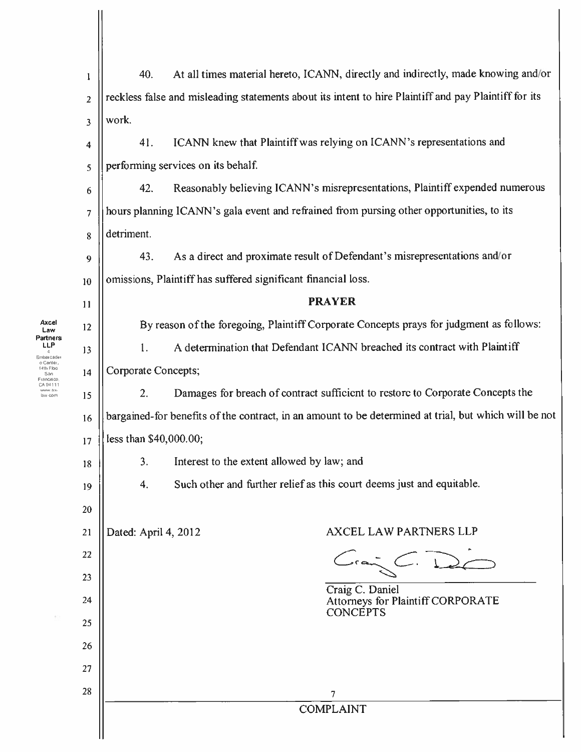40. At all times material hereto, ICANN, directly and indirectly, made knowing and/or reckless false and misleading statements about its intent to hire Plaintiff and pay Plaintiff for its work.

41. ICANN knew that Plaintiff was relying on ICANN's representations and performing services on its behalf.

42. Reasonably believing ICANN's misrepresentations, Plaintiff expended numerous hours planning ICANN's gala event and refrained from pursing other opportunities, to its detriment.

43. As a direct and proximate result of Defendant's misrepresentations and/or omissions, Plaintiff has suffered significant financial loss.

## PRAYER

By reason of the foregoing, Plaintiff Corporate Concepts prays for judgment as follows:

1. A determination that Defendant ICANN breached its contract with Plaintiff Corporate Concepts;

2. Damages for breach of contract sufficient to restore to Corporate Concepts the bargained-for benefits of the contract, in an amount to be determined at trial, but which will be not less than $40,000.00;

3. Interest to the extent allowed by law; and

4. Such other and further relief as this court deems just and equitable.

Dated: April 4, 2012

AXCEL LAW PARTNERS LLP

Craig C. Daniel
Attorneys for Plaintiff CORPORATE CONCEPTS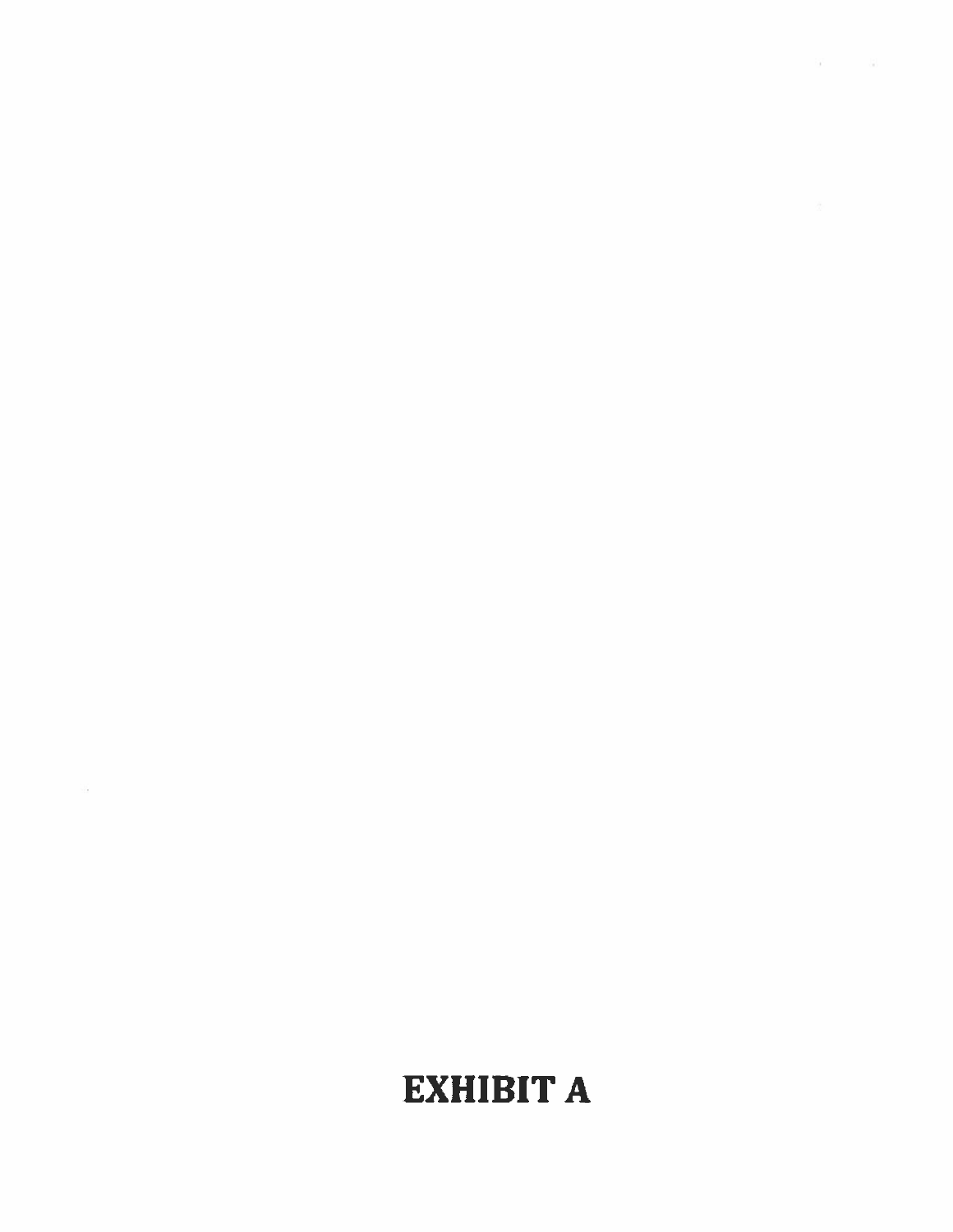# EXHIBIT A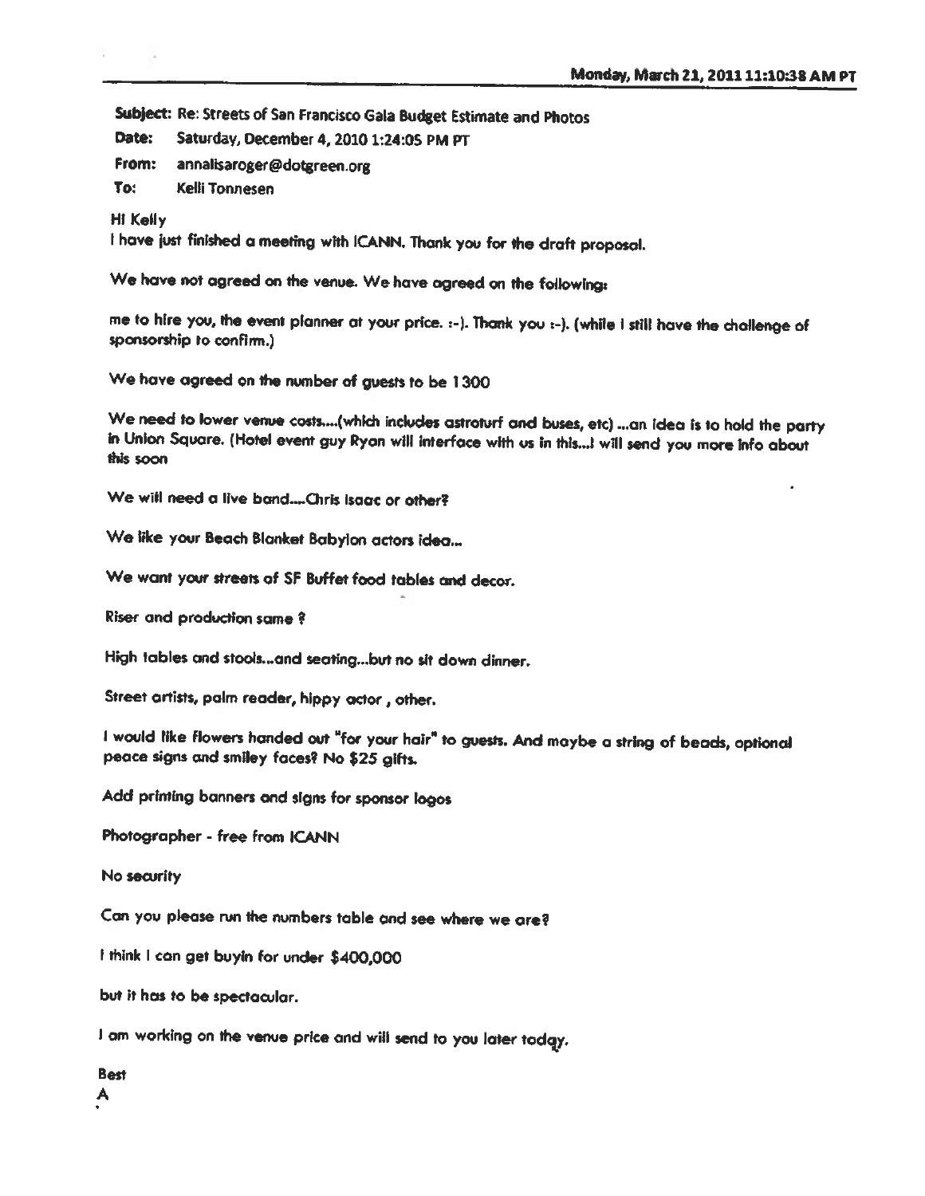Subject: Re: Streets of San Francisco Gala Budget Estimate and Photos

Date: Saturday, December 4, 2010 1:24:05 PM PT

From: annalisaroger@dotgreen.org

To: Kelli Tonnesen

Hi Kelly

I have just finished a meeting with ICANN. Thank you for the draft proposal.

We have not agreed on the venue. We have agreed on the following:

me to hire you, the event planner at your price. :-). Thank you :-). (while I still have the challenge of sponsorship to confirm.)

We have agreed on the number of guests to be 1300

We need to lower venue costs....(which includes astroturf and buses, etc) ...an idea is to hold the party in Union Square. (Hotel event guy Ryan will interface with us in this...I will send you more info about this soon

We will need a live band....Chris Isaac or other?

We like your Beach Blanket Babylon actors idea...

We want your streets of SF Buffet food tables and decor.

Riser and production same ?

High tables and stools...and seating...but no sit down dinner.

Street artists, palm reader, hippy actor , other.

I would like flowers handed out "for your hair" to guests. And maybe a string of beads, optional peace signs and smiley faces? No $25 gifts.

Add printing banners and signs for sponsor logos

Photographer - free from ICANN

No security

Can you please run the numbers table and see where we are?

I think I can get buyin for under $400,000

but it has to be spectacular.

I am working on the venue price and will send to you later today.

Best

A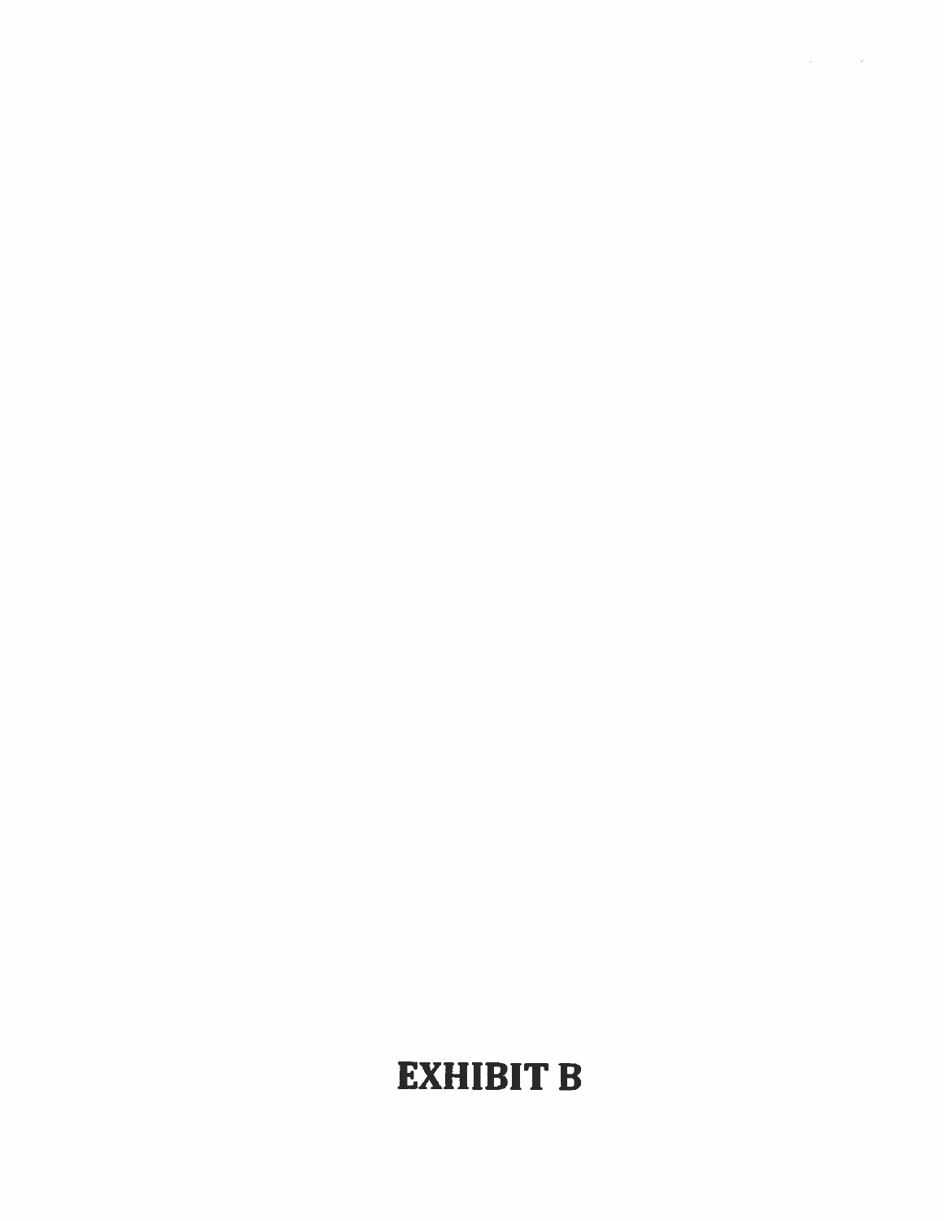# EXHIBIT B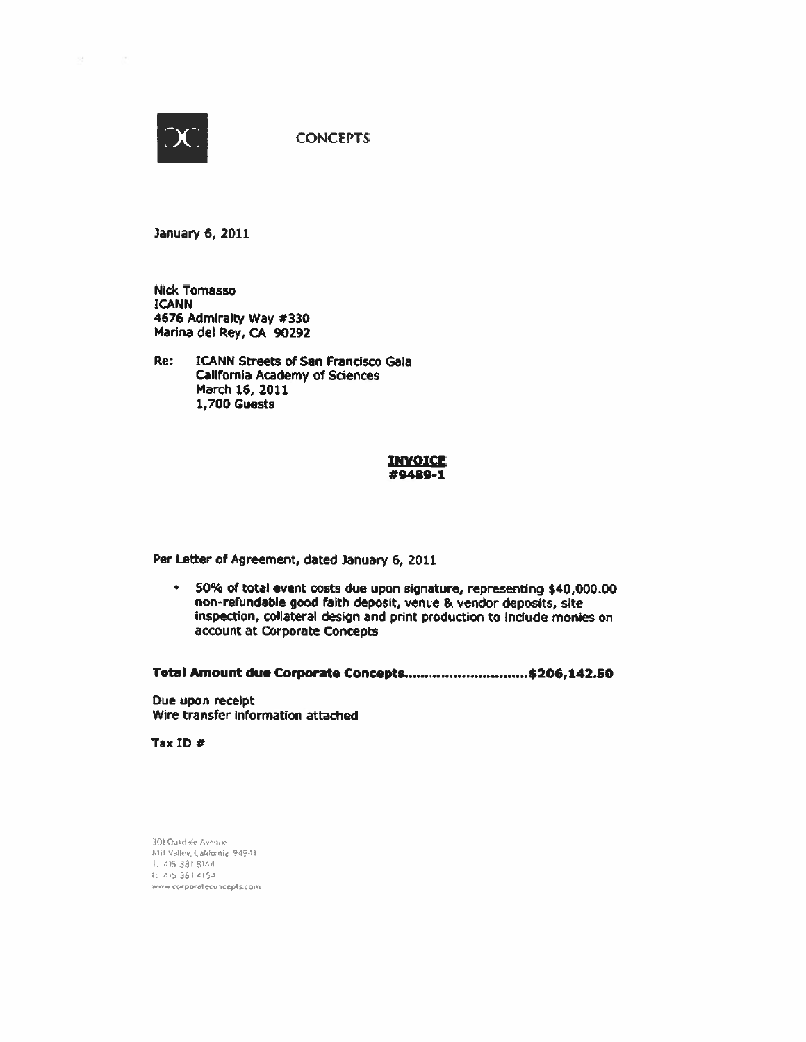CONCEPTS

January 6, 2011

Nick Tomasso
ICANN
4676 Admiralty Way #330
Marina del Rey, CA 90292

Re: ICANN Streets of San Francisco Gala
California Academy of Sciences
March 16, 2011
1,700 Guests

**INVOICE**
**#9489-1**

Per Letter of Agreement, dated January 6, 2011

- 50% of total event costs due upon signature, representing $40,000.00 non-refundable good faith deposit, venue & vendor deposits, site inspection, collateral design and print production to include monies on account at Corporate Concepts

**Total Amount due Corporate Concepts..............................$206,142.50**

Due upon receipt
Wire transfer information attached

Tax ID #

301 Oakdale Avenue
Mill Valley, California 94941
T: 415 381 8144
F: 415 381 4154
www.corporateconcepts.com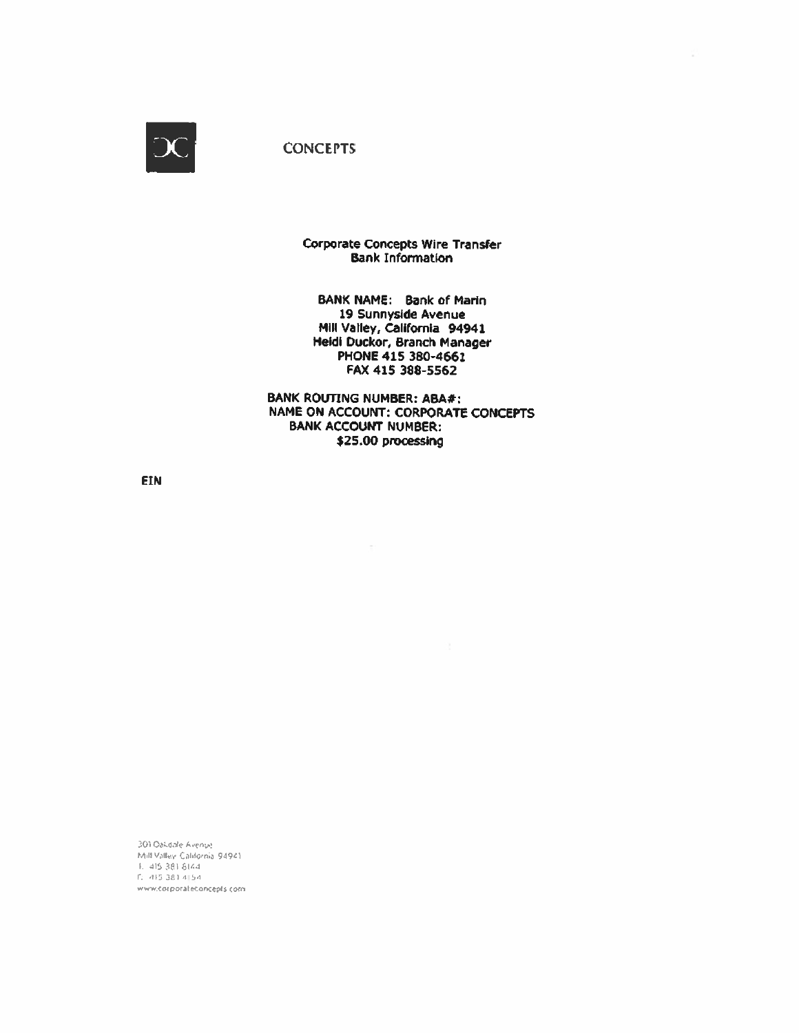CONCEPTS

**Corporate Concepts Wire Transfer**
**Bank Information**

**BANK NAME: Bank of Marin**
**19 Sunnyside Avenue**
**Mill Valley, California 94941**
**Heidi Duckor, Branch Manager**
**PHONE 415 380-4661**
**FAX 415 388-5562**

**BANK ROUTING NUMBER: ABA#:**
**NAME ON ACCOUNT: CORPORATE CONCEPTS**
**BANK ACCOUNT NUMBER:**
**$25.00 processing**

**EIN**

301 Oakdale Avenue
Mill Valley California 94941
T. 415 381 8144
F. 415 381 4154
www.corporateconcepts.com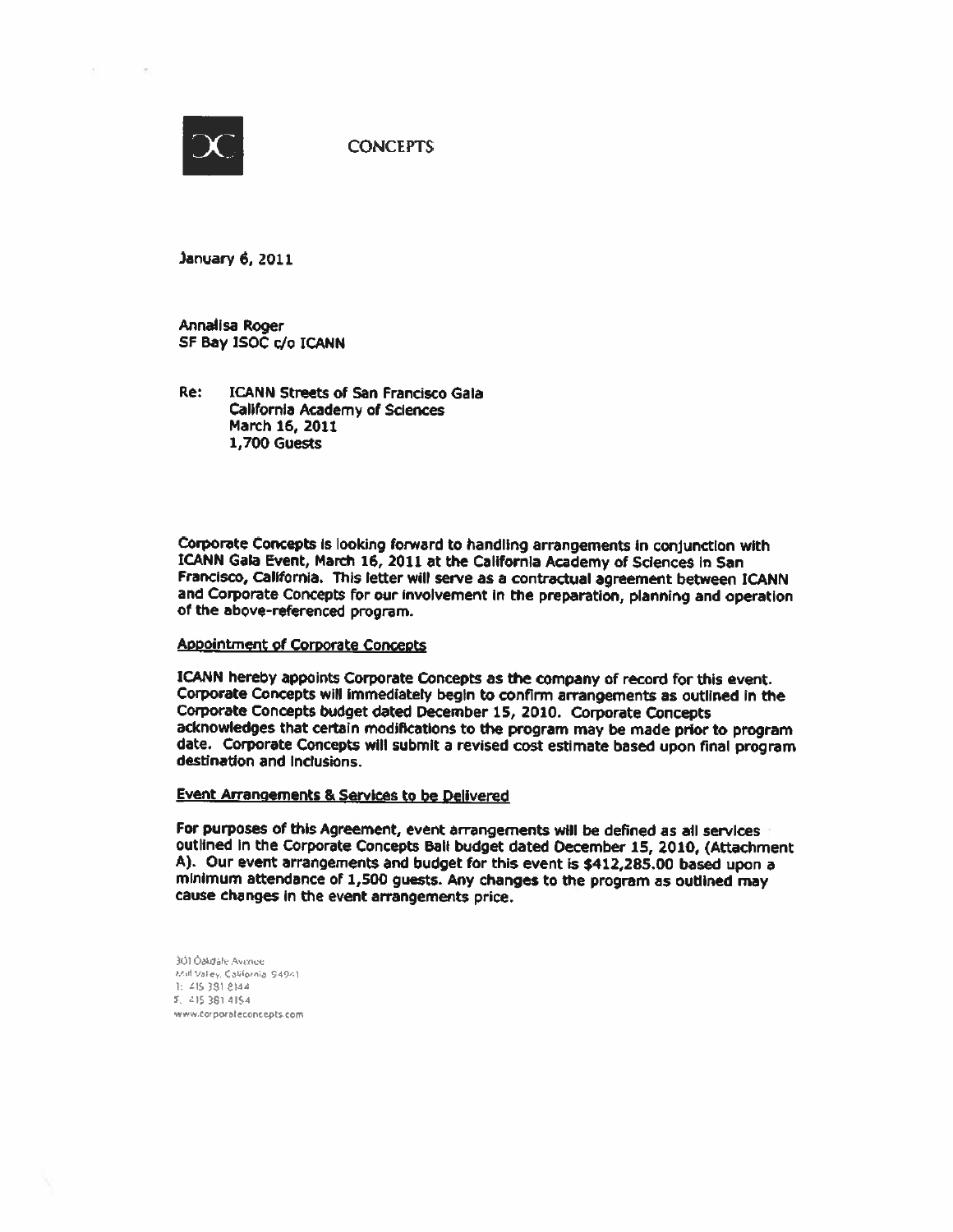CONCEPTS

January 6, 2011

Annalisa Roger
SF Bay ISOC c/o ICANN

Re: ICANN Streets of San Francisco Gala
California Academy of Sciences
March 16, 2011
1,700 Guests

Corporate Concepts is looking forward to handling arrangements in conjunction with ICANN Gala Event, March 16, 2011 at the California Academy of Sciences in San Francisco, California. This letter will serve as a contractual agreement between ICANN and Corporate Concepts for our involvement in the preparation, planning and operation of the above-referenced program.

Appointment of Corporate Concepts

ICANN hereby appoints Corporate Concepts as the company of record for this event. Corporate Concepts will immediately begin to confirm arrangements as outlined in the Corporate Concepts budget dated December 15, 2010. Corporate Concepts acknowledges that certain modifications to the program may be made prior to program date. Corporate Concepts will submit a revised cost estimate based upon final program destination and inclusions.

Event Arrangements & Services to be Delivered

For purposes of this Agreement, event arrangements will be defined as all services outlined in the Corporate Concepts Ball budget dated December 15, 2010, (Attachment A). Our event arrangements and budget for this event is $412,285.00 based upon a minimum attendance of 1,500 guests. Any changes to the program as outlined may cause changes in the event arrangements price.

301 Oakdale Avenue
Mill Valley, California 94941
T: 415 381 8144
F: 415 381 4154
www.corporateconcepts.com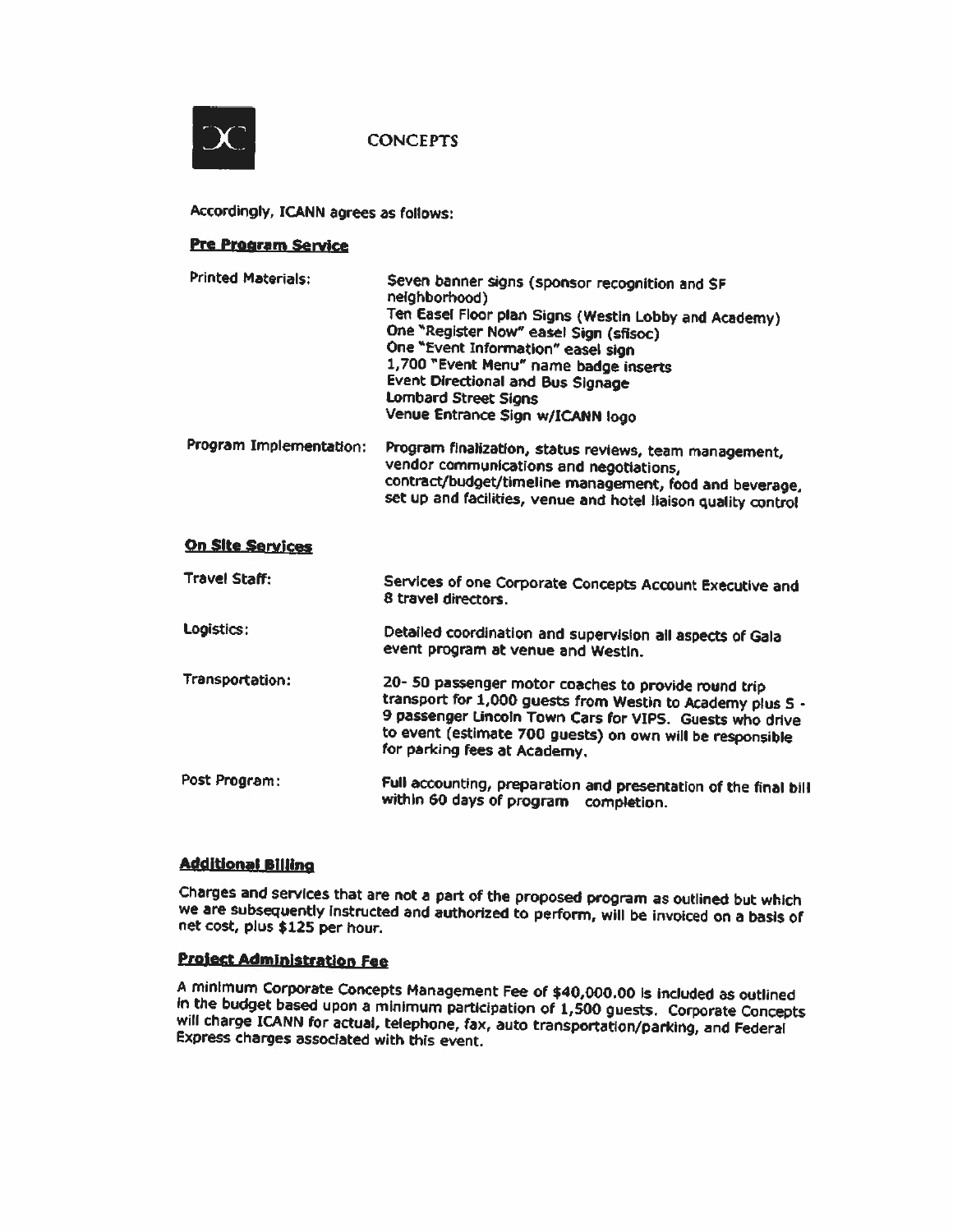CONCEPTS

Accordingly, ICANN agrees as follows:

**Pre Program Service**

| | |
|---|---|
| Printed Materials: | Seven banner signs (sponsor recognition and SF neighborhood)<br>Ten Easel Floor plan Signs (Westin Lobby and Academy)<br>One "Register Now" easel Sign (sfisoc)<br>One "Event Information" easel sign<br>1,700 "Event Menu" name badge inserts<br>Event Directional and Bus Signage<br>Lombard Street Signs<br>Venue Entrance Sign w/ICANN logo |
| Program Implementation: | Program finalization, status reviews, team management, vendor communications and negotiations, contract/budget/timeline management, food and beverage, set up and facilities, venue and hotel liaison quality control |

**On Site Services**

| | |
|---|---|
| Travel Staff: | Services of one Corporate Concepts Account Executive and 8 travel directors. |
| Logistics: | Detailed coordination and supervision all aspects of Gala event program at venue and Westin. |
| Transportation: | 20- 50 passenger motor coaches to provide round trip transport for 1,000 guests from Westin to Academy plus 5 - 9 passenger Lincoln Town Cars for VIPS. Guests who drive to event (estimate 700 guests) on own will be responsible for parking fees at Academy. |
| Post Program: | Full accounting, preparation and presentation of the final bill within 60 days of program completion. |

**Additional Billing**

Charges and services that are not a part of the proposed program as outlined but which we are subsequently instructed and authorized to perform, will be invoiced on a basis of net cost, plus $125 per hour.

**Project Administration Fee**

A minimum Corporate Concepts Management Fee of $40,000.00 is included as outlined in the budget based upon a minimum participation of 1,500 guests. Corporate Concepts will charge ICANN for actual, telephone, fax, auto transportation/parking, and Federal Express charges associated with this event.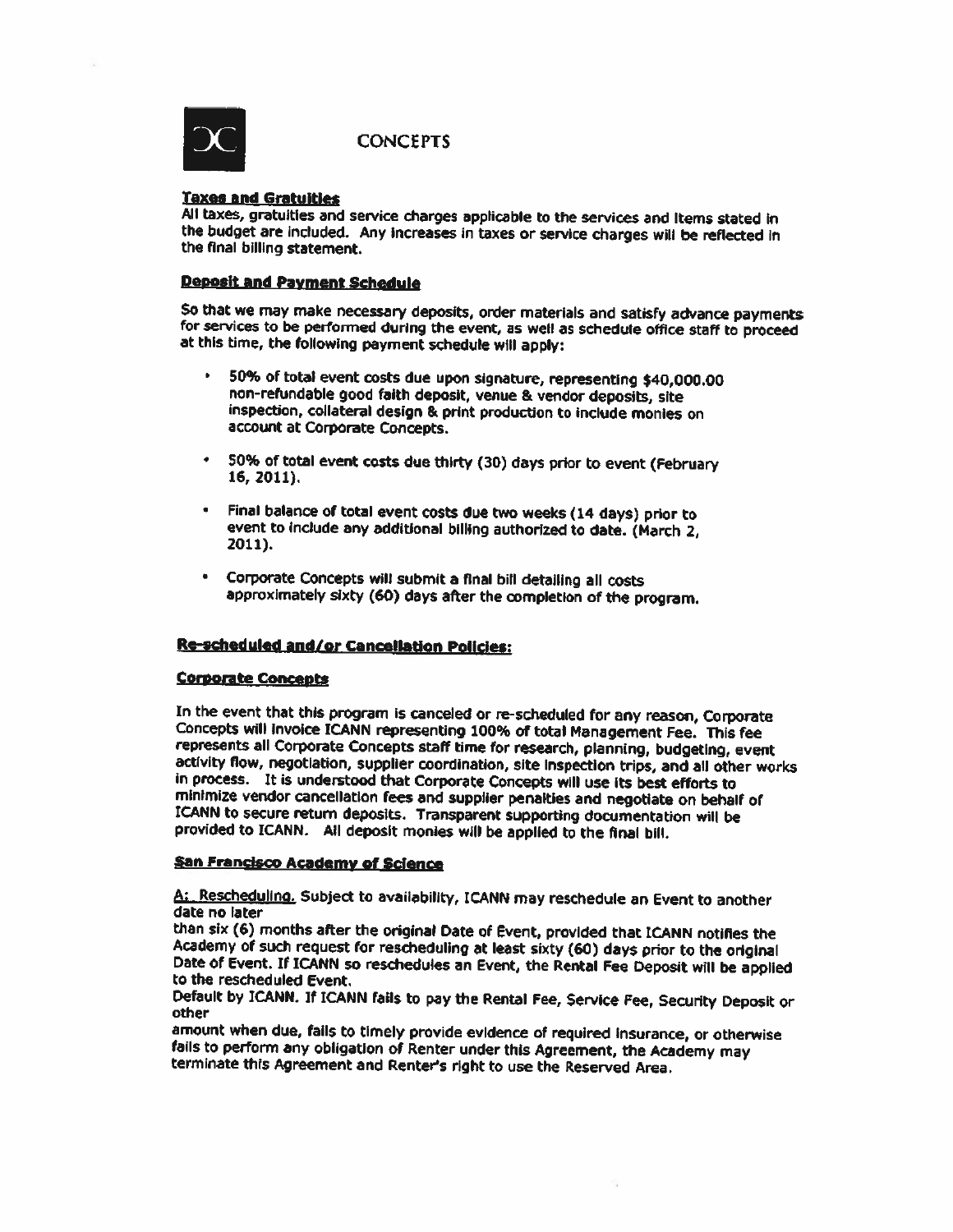CONCEPTS

**Taxes and Gratuities**

All taxes, gratuities and service charges applicable to the services and items stated in the budget are included. Any increases in taxes or service charges will be reflected in the final billing statement.

**Deposit and Payment Schedule**

So that we may make necessary deposits, order materials and satisfy advance payments for services to be performed during the event, as well as schedule office staff to proceed at this time, the following payment schedule will apply:

- 50% of total event costs due upon signature, representing $40,000.00 non-refundable good faith deposit, venue & vendor deposits, site inspection, collateral design & print production to include monies on account at Corporate Concepts.
- 50% of total event costs due thirty (30) days prior to event (February 16, 2011).
- Final balance of total event costs due two weeks (14 days) prior to event to include any additional billing authorized to date. (March 2, 2011).
- Corporate Concepts will submit a final bill detailing all costs approximately sixty (60) days after the completion of the program.

**Re-scheduled and/or Cancellation Policies:**

**Corporate Concepts**

In the event that this program is canceled or re-scheduled for any reason, Corporate Concepts will invoice ICANN representing 100% of total Management Fee. This fee represents all Corporate Concepts staff time for research, planning, budgeting, event activity flow, negotiation, supplier coordination, site inspection trips, and all other works in process. It is understood that Corporate Concepts will use its best efforts to minimize vendor cancellation fees and supplier penalties and negotiate on behalf of ICANN to secure return deposits. Transparent supporting documentation will be provided to ICANN. All deposit monies will be applied to the final bill.

**San Francisco Academy of Science**

A: Rescheduling. Subject to availability, ICANN may reschedule an Event to another date no later than six (6) months after the original Date of Event, provided that ICANN notifies the Academy of such request for rescheduling at least sixty (60) days prior to the original Date of Event. If ICANN so reschedules an Event, the Rental Fee Deposit will be applied to the rescheduled Event.

Default by ICANN. If ICANN fails to pay the Rental Fee, Service Fee, Security Deposit or other amount when due, fails to timely provide evidence of required insurance, or otherwise fails to perform any obligation of Renter under this Agreement, the Academy may terminate this Agreement and Renter's right to use the Reserved Area.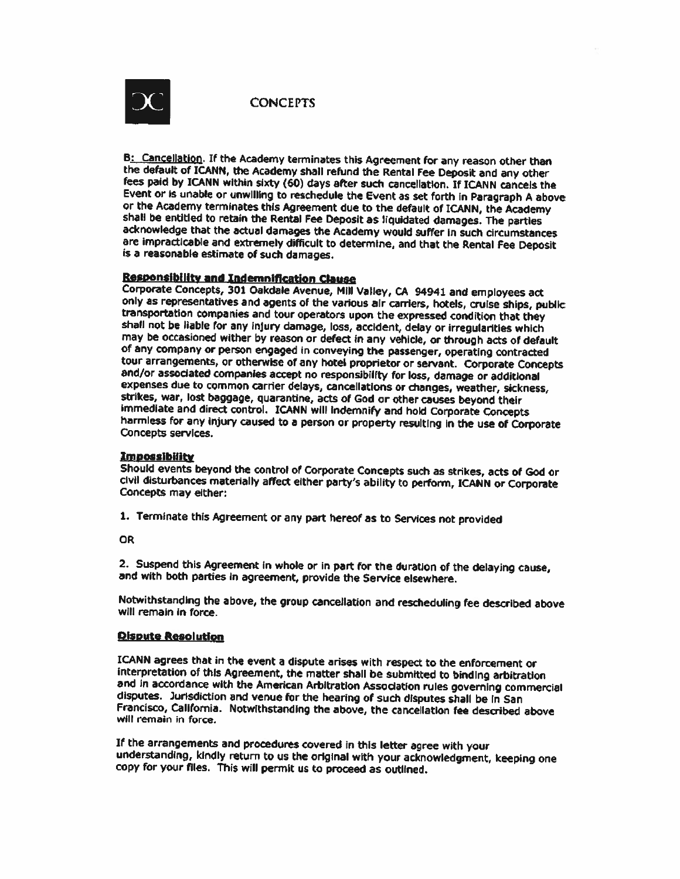CONCEPTS

B: Cancellation. If the Academy terminates this Agreement for any reason other than the default of ICANN, the Academy shall refund the Rental Fee Deposit and any other fees paid by ICANN within sixty (60) days after such cancellation. If ICANN cancels the Event or is unable or unwilling to reschedule the Event as set forth in Paragraph A above or the Academy terminates this Agreement due to the default of ICANN, the Academy shall be entitled to retain the Rental Fee Deposit as liquidated damages. The parties acknowledge that the actual damages the Academy would suffer in such circumstances are impracticable and extremely difficult to determine, and that the Rental Fee Deposit is a reasonable estimate of such damages.

**Responsibility and Indemnification Clause**

Corporate Concepts, 301 Oakdale Avenue, Mill Valley, CA 94941 and employees act only as representatives and agents of the various air carriers, hotels, cruise ships, public transportation companies and tour operators upon the expressed condition that they shall not be liable for any injury damage, loss, accident, delay or irregularities which may be occasioned wither by reason or defect in any vehicle, or through acts of default of any company or person engaged in conveying the passenger, operating contracted tour arrangements, or otherwise of any hotel proprietor or servant. Corporate Concepts and/or associated companies accept no responsibility for loss, damage or additional expenses due to common carrier delays, cancellations or changes, weather, sickness, strikes, war, lost baggage, quarantine, acts of God or other causes beyond their immediate and direct control. ICANN will indemnify and hold Corporate Concepts harmless for any injury caused to a person or property resulting in the use of Corporate Concepts services.

**Impossibility**

Should events beyond the control of Corporate Concepts such as strikes, acts of God or civil disturbances materially affect either party's ability to perform, ICANN or Corporate Concepts may either:

1. Terminate this Agreement or any part hereof as to Services not provided

OR

2. Suspend this Agreement in whole or in part for the duration of the delaying cause, and with both parties in agreement, provide the Service elsewhere.

Notwithstanding the above, the group cancellation and rescheduling fee described above will remain in force.

**Dispute Resolution**

ICANN agrees that in the event a dispute arises with respect to the enforcement or interpretation of this Agreement, the matter shall be submitted to binding arbitration and in accordance with the American Arbitration Association rules governing commercial disputes. Jurisdiction and venue for the hearing of such disputes shall be in San Francisco, California. Notwithstanding the above, the cancellation fee described above will remain in force.

If the arrangements and procedures covered in this letter agree with your understanding, kindly return to us the original with your acknowledgment, keeping one copy for your files. This will permit us to proceed as outlined.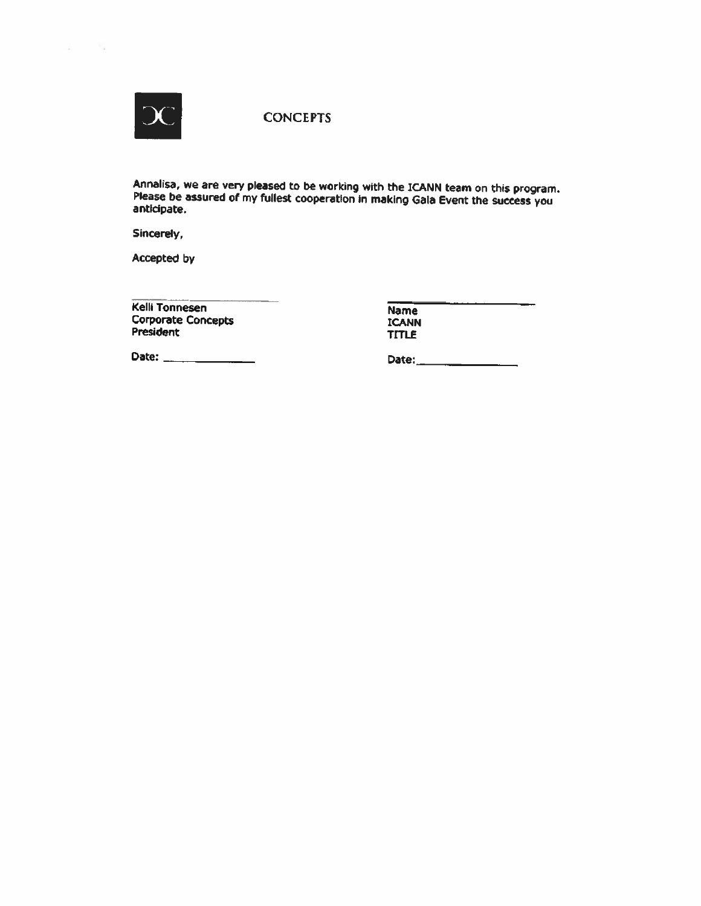CONCEPTS

Annalisa, we are very pleased to be working with the ICANN team on this program. Please be assured of my fullest cooperation in making Gala Event the success you anticipate.

Sincerely,

Accepted by

______________________
Kelli Tonnesen
Corporate Concepts
President

Date: ______________

______________________
Name
ICANN
TITLE

Date: ______________